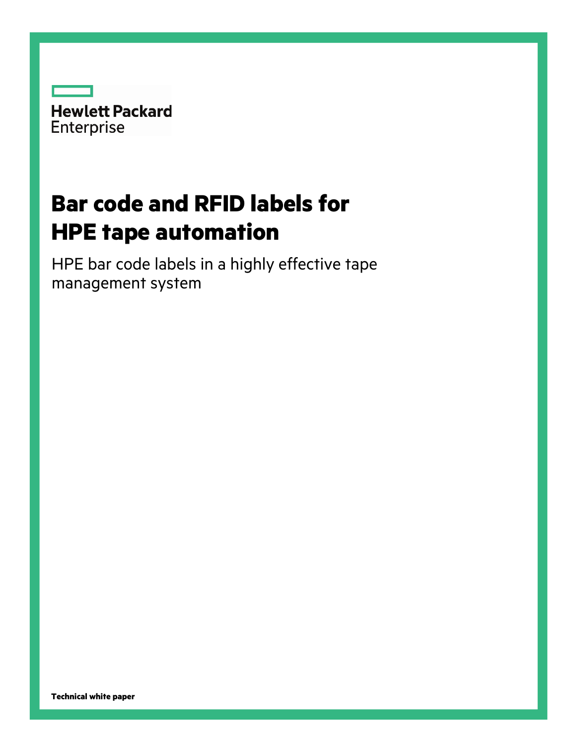Hewlett Packard Enterprise

# Bar code and RFID labels for HPE tape automation

HPE bar code labels in a highly effective tape management system

**Technical white paper**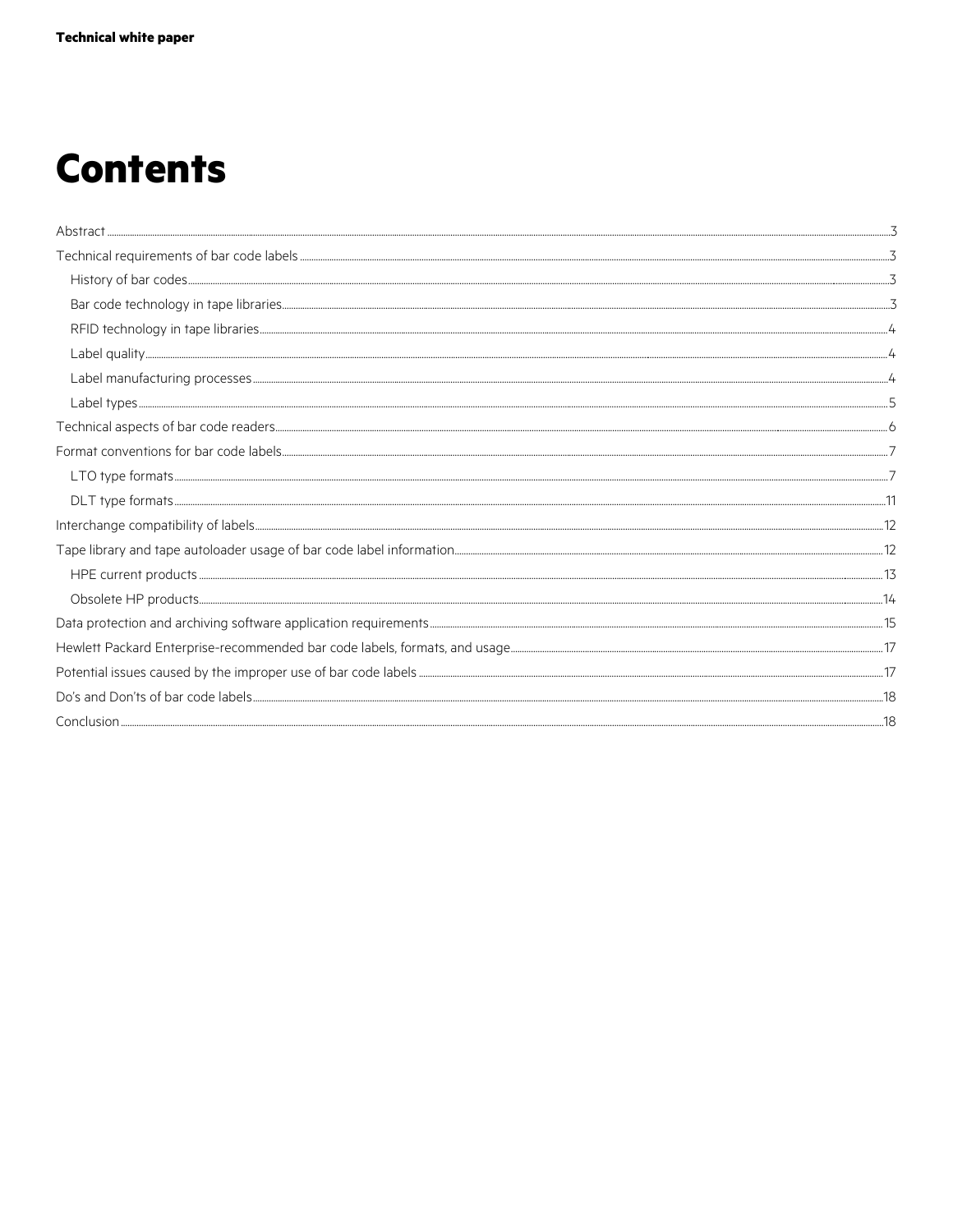# Contents

Abstract ..... 3

Technical requirements of bar code labels ..... 3

- History of bar codes ..... 3
- Bar code technology in tape libraries ..... 3
- RFID technology in tape libraries ..... 4
- Label quality ..... 4
- Label manufacturing processes ..... 4
- Label types ..... 5

Technical aspects of bar code readers ..... 6

Format conventions for bar code labels ..... 7

- LTO type formats ..... 7
- DLT type formats ..... 11

Interchange compatibility of labels ..... 12

Tape library and tape autoloader usage of bar code label information ..... 12

- HPE current products ..... 13
- Obsolete HP products ..... 14

Data protection and archiving software application requirements ..... 15

Hewlett Packard Enterprise-recommended bar code labels, formats, and usage ..... 17

Potential issues caused by the improper use of bar code labels ..... 17

Do's and Don'ts of bar code labels ..... 18

Conclusion ..... 18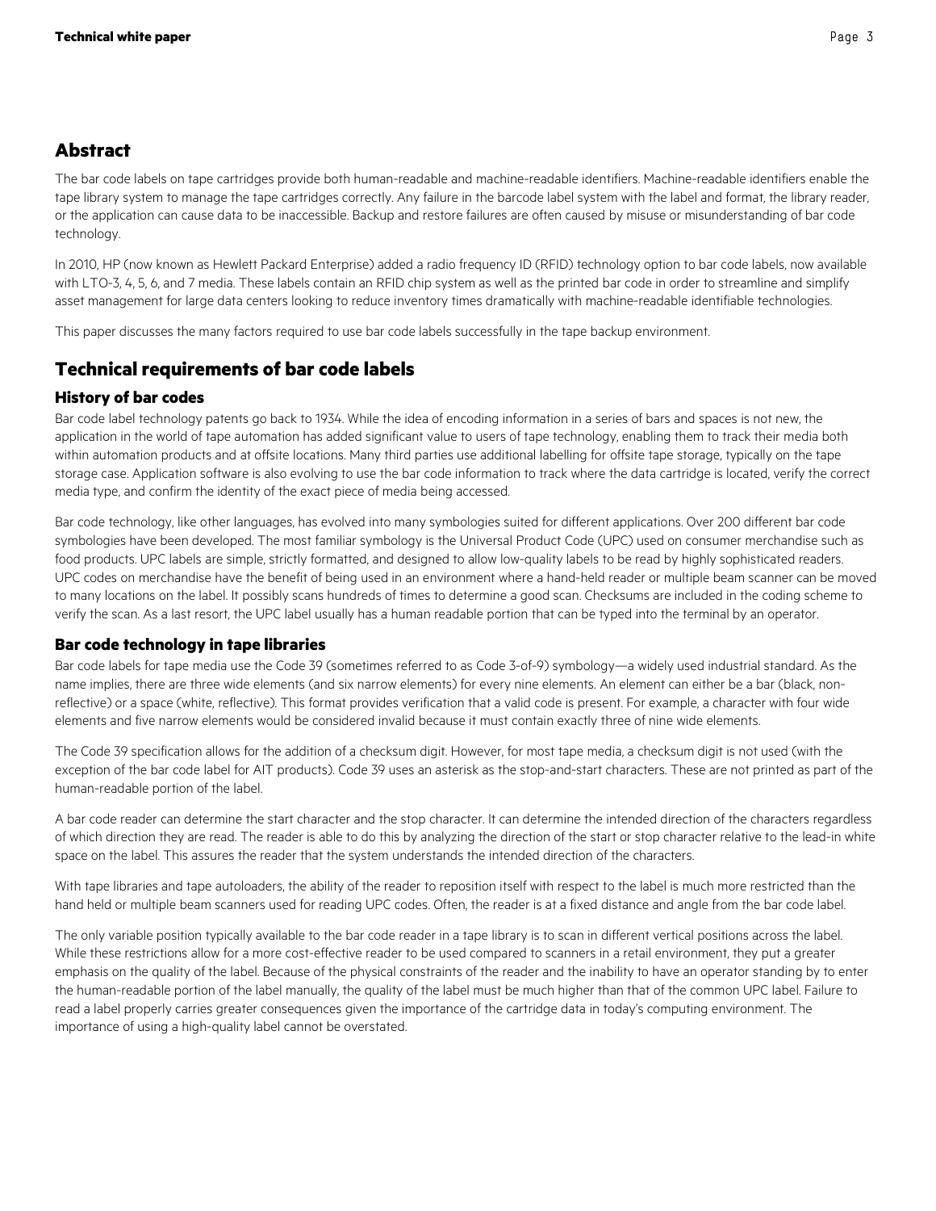## Abstract

The bar code labels on tape cartridges provide both human-readable and machine-readable identifiers. Machine-readable identifiers enable the tape library system to manage the tape cartridges correctly. Any failure in the barcode label system with the label and format, the library reader, or the application can cause data to be inaccessible. Backup and restore failures are often caused by misuse or misunderstanding of bar code technology.

In 2010, HP (now known as Hewlett Packard Enterprise) added a radio frequency ID (RFID) technology option to bar code labels, now available with LTO-3, 4, 5, 6, and 7 media. These labels contain an RFID chip system as well as the printed bar code in order to streamline and simplify asset management for large data centers looking to reduce inventory times dramatically with machine-readable identifiable technologies.

This paper discusses the many factors required to use bar code labels successfully in the tape backup environment.

## Technical requirements of bar code labels

### History of bar codes

Bar code label technology patents go back to 1934. While the idea of encoding information in a series of bars and spaces is not new, the application in the world of tape automation has added significant value to users of tape technology, enabling them to track their media both within automation products and at offsite locations. Many third parties use additional labelling for offsite tape storage, typically on the tape storage case. Application software is also evolving to use the bar code information to track where the data cartridge is located, verify the correct media type, and confirm the identity of the exact piece of media being accessed.

Bar code technology, like other languages, has evolved into many symbologies suited for different applications. Over 200 different bar code symbologies have been developed. The most familiar symbology is the Universal Product Code (UPC) used on consumer merchandise such as food products. UPC labels are simple, strictly formatted, and designed to allow low-quality labels to be read by highly sophisticated readers. UPC codes on merchandise have the benefit of being used in an environment where a hand-held reader or multiple beam scanner can be moved to many locations on the label. It possibly scans hundreds of times to determine a good scan. Checksums are included in the coding scheme to verify the scan. As a last resort, the UPC label usually has a human readable portion that can be typed into the terminal by an operator.

### Bar code technology in tape libraries

Bar code labels for tape media use the Code 39 (sometimes referred to as Code 3-of-9) symbology—a widely used industrial standard. As the name implies, there are three wide elements (and six narrow elements) for every nine elements. An element can either be a bar (black, non-reflective) or a space (white, reflective). This format provides verification that a valid code is present. For example, a character with four wide elements and five narrow elements would be considered invalid because it must contain exactly three of nine wide elements.

The Code 39 specification allows for the addition of a checksum digit. However, for most tape media, a checksum digit is not used (with the exception of the bar code label for AIT products). Code 39 uses an asterisk as the stop-and-start characters. These are not printed as part of the human-readable portion of the label.

A bar code reader can determine the start character and the stop character. It can determine the intended direction of the characters regardless of which direction they are read. The reader is able to do this by analyzing the direction of the start or stop character relative to the lead-in white space on the label. This assures the reader that the system understands the intended direction of the characters.

With tape libraries and tape autoloaders, the ability of the reader to reposition itself with respect to the label is much more restricted than the hand held or multiple beam scanners used for reading UPC codes. Often, the reader is at a fixed distance and angle from the bar code label.

The only variable position typically available to the bar code reader in a tape library is to scan in different vertical positions across the label. While these restrictions allow for a more cost-effective reader to be used compared to scanners in a retail environment, they put a greater emphasis on the quality of the label. Because of the physical constraints of the reader and the inability to have an operator standing by to enter the human-readable portion of the label manually, the quality of the label must be much higher than that of the common UPC label. Failure to read a label properly carries greater consequences given the importance of the cartridge data in today's computing environment. The importance of using a high-quality label cannot be overstated.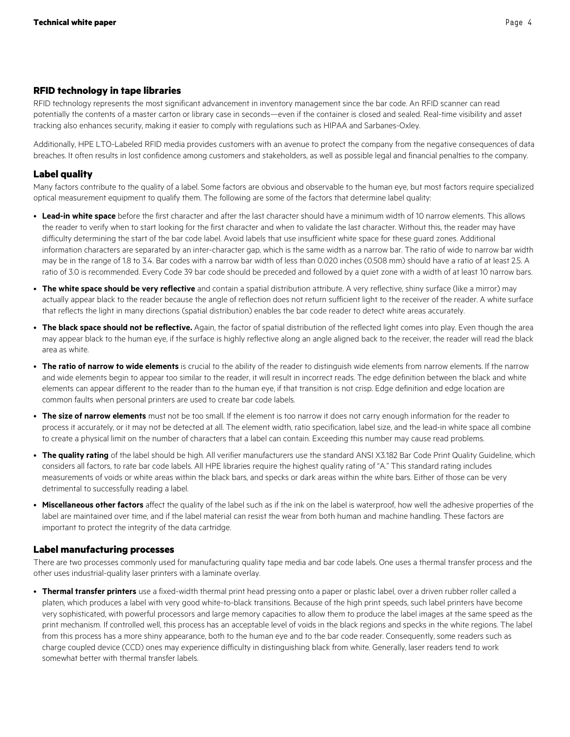## RFID technology in tape libraries

RFID technology represents the most significant advancement in inventory management since the bar code. An RFID scanner can read potentially the contents of a master carton or library case in seconds—even if the container is closed and sealed. Real-time visibility and asset tracking also enhances security, making it easier to comply with regulations such as HIPAA and Sarbanes-Oxley.

Additionally, HPE LTO-Labeled RFID media provides customers with an avenue to protect the company from the negative consequences of data breaches. It often results in lost confidence among customers and stakeholders, as well as possible legal and financial penalties to the company.

## Label quality

Many factors contribute to the quality of a label. Some factors are obvious and observable to the human eye, but most factors require specialized optical measurement equipment to qualify them. The following are some of the factors that determine label quality:

- **Lead-in white space** before the first character and after the last character should have a minimum width of 10 narrow elements. This allows the reader to verify when to start looking for the first character and when to validate the last character. Without this, the reader may have difficulty determining the start of the bar code label. Avoid labels that use insufficient white space for these guard zones. Additional information characters are separated by an inter-character gap, which is the same width as a narrow bar. The ratio of wide to narrow bar width may be in the range of 1.8 to 3.4. Bar codes with a narrow bar width of less than 0.020 inches (0.508 mm) should have a ratio of at least 2.5. A ratio of 3.0 is recommended. Every Code 39 bar code should be preceded and followed by a quiet zone with a width of at least 10 narrow bars.
- **The white space should be very reflective** and contain a spatial distribution attribute. A very reflective, shiny surface (like a mirror) may actually appear black to the reader because the angle of reflection does not return sufficient light to the receiver of the reader. A white surface that reflects the light in many directions (spatial distribution) enables the bar code reader to detect white areas accurately.
- **The black space should not be reflective.** Again, the factor of spatial distribution of the reflected light comes into play. Even though the area may appear black to the human eye, if the surface is highly reflective along an angle aligned back to the receiver, the reader will read the black area as white.
- **The ratio of narrow to wide elements** is crucial to the ability of the reader to distinguish wide elements from narrow elements. If the narrow and wide elements begin to appear too similar to the reader, it will result in incorrect reads. The edge definition between the black and white elements can appear different to the reader than to the human eye, if that transition is not crisp. Edge definition and edge location are common faults when personal printers are used to create bar code labels.
- **The size of narrow elements** must not be too small. If the element is too narrow it does not carry enough information for the reader to process it accurately, or it may not be detected at all. The element width, ratio specification, label size, and the lead-in white space all combine to create a physical limit on the number of characters that a label can contain. Exceeding this number may cause read problems.
- **The quality rating** of the label should be high. All verifier manufacturers use the standard ANSI X3.182 Bar Code Print Quality Guideline, which considers all factors, to rate bar code labels. All HPE libraries require the highest quality rating of "A." This standard rating includes measurements of voids or white areas within the black bars, and specks or dark areas within the white bars. Either of those can be very detrimental to successfully reading a label.
- **Miscellaneous other factors** affect the quality of the label such as if the ink on the label is waterproof, how well the adhesive properties of the label are maintained over time, and if the label material can resist the wear from both human and machine handling. These factors are important to protect the integrity of the data cartridge.

## Label manufacturing processes

There are two processes commonly used for manufacturing quality tape media and bar code labels. One uses a thermal transfer process and the other uses industrial-quality laser printers with a laminate overlay.

- **Thermal transfer printers** use a fixed-width thermal print head pressing onto a paper or plastic label, over a driven rubber roller called a platen, which produces a label with very good white-to-black transitions. Because of the high print speeds, such label printers have become very sophisticated, with powerful processors and large memory capacities to allow them to produce the label images at the same speed as the print mechanism. If controlled well, this process has an acceptable level of voids in the black regions and specks in the white regions. The label from this process has a more shiny appearance, both to the human eye and to the bar code reader. Consequently, some readers such as charge coupled device (CCD) ones may experience difficulty in distinguishing black from white. Generally, laser readers tend to work somewhat better with thermal transfer labels.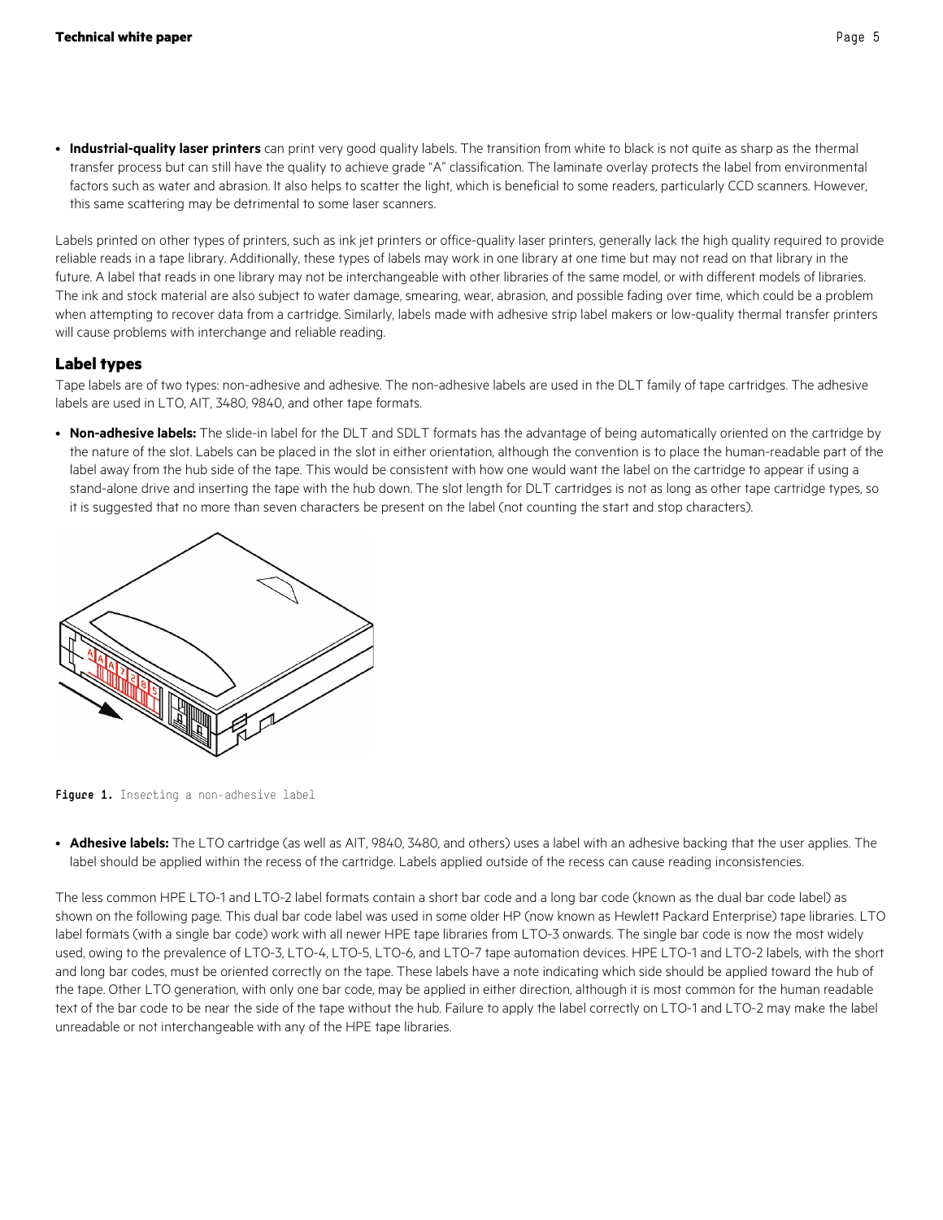- **Industrial-quality laser printers** can print very good quality labels. The transition from white to black is not quite as sharp as the thermal transfer process but can still have the quality to achieve grade “A” classification. The laminate overlay protects the label from environmental factors such as water and abrasion. It also helps to scatter the light, which is beneficial to some readers, particularly CCD scanners. However, this same scattering may be detrimental to some laser scanners.

Labels printed on other types of printers, such as ink jet printers or office-quality laser printers, generally lack the high quality required to provide reliable reads in a tape library. Additionally, these types of labels may work in one library at one time but may not read on that library in the future. A label that reads in one library may not be interchangeable with other libraries of the same model, or with different models of libraries. The ink and stock material are also subject to water damage, smearing, wear, abrasion, and possible fading over time, which could be a problem when attempting to recover data from a cartridge. Similarly, labels made with adhesive strip label makers or low-quality thermal transfer printers will cause problems with interchange and reliable reading.

## Label types

Tape labels are of two types: non-adhesive and adhesive. The non-adhesive labels are used in the DLT family of tape cartridges. The adhesive labels are used in LTO, AIT, 3480, 9840, and other tape formats.

- **Non-adhesive labels:** The slide-in label for the DLT and SDLT formats has the advantage of being automatically oriented on the cartridge by the nature of the slot. Labels can be placed in the slot in either orientation, although the convention is to place the human-readable part of the label away from the hub side of the tape. This would be consistent with how one would want the label on the cartridge to appear if using a stand-alone drive and inserting the tape with the hub down. The slot length for DLT cartridges is not as long as other tape cartridge types, so it is suggested that no more than seven characters be present on the label (not counting the start and stop characters).

**Figure 1.** Inserting a non-adhesive label

- **Adhesive labels:** The LTO cartridge (as well as AIT, 9840, 3480, and others) uses a label with an adhesive backing that the user applies. The label should be applied within the recess of the cartridge. Labels applied outside of the recess can cause reading inconsistencies.

The less common HPE LTO-1 and LTO-2 label formats contain a short bar code and a long bar code (known as the dual bar code label) as shown on the following page. This dual bar code label was used in some older HP (now known as Hewlett Packard Enterprise) tape libraries. LTO label formats (with a single bar code) work with all newer HPE tape libraries from LTO-3 onwards. The single bar code is now the most widely used, owing to the prevalence of LTO-3, LTO-4, LTO-5, LTO-6, and LTO-7 tape automation devices. HPE LTO-1 and LTO-2 labels, with the short and long bar codes, must be oriented correctly on the tape. These labels have a note indicating which side should be applied toward the hub of the tape. Other LTO generation, with only one bar code, may be applied in either direction, although it is most common for the human readable text of the bar code to be near the side of the tape without the hub. Failure to apply the label correctly on LTO-1 and LTO-2 may make the label unreadable or not interchangeable with any of the HPE tape libraries.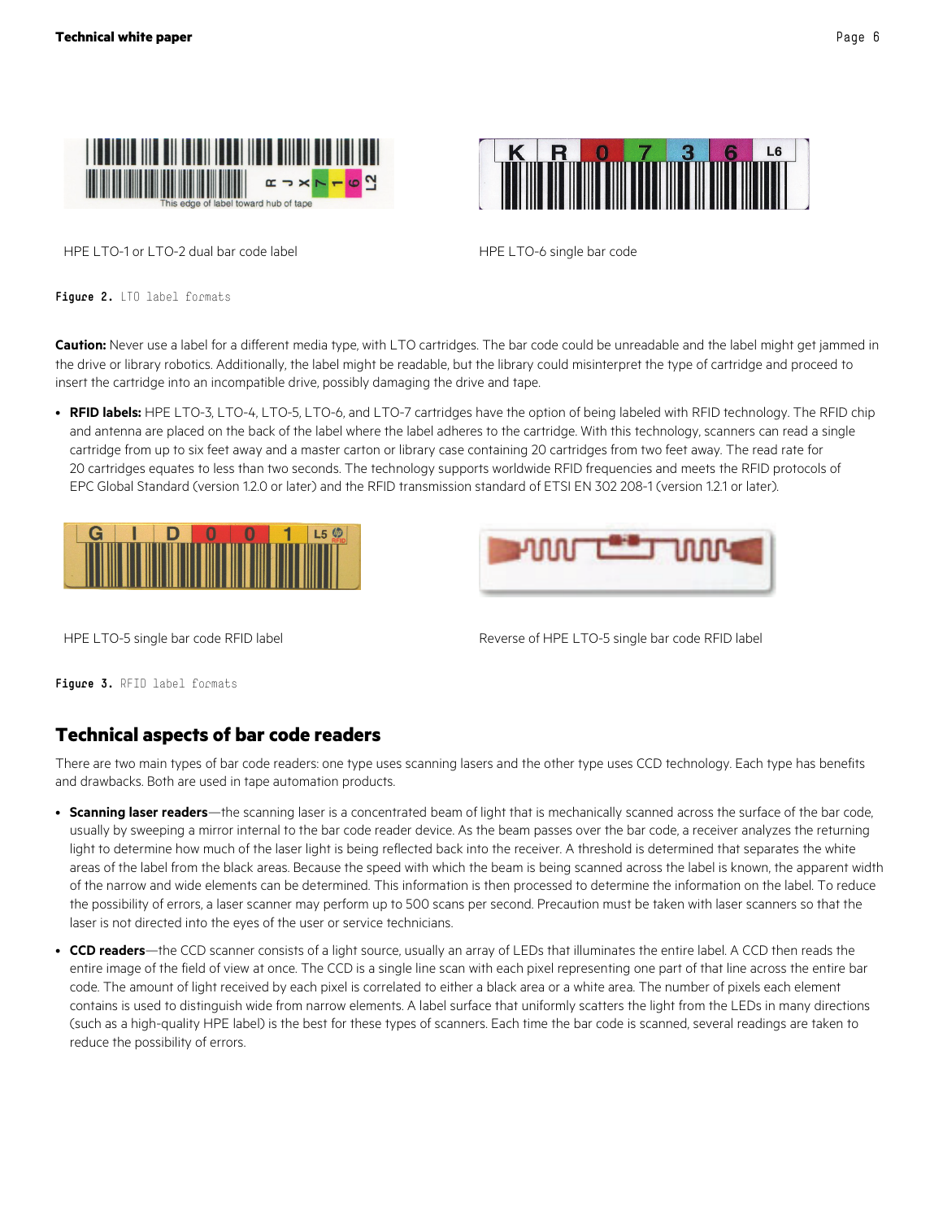HPE LTO-1 or LTO-2 dual bar code label

HPE LTO-6 single bar code

**Figure 2.** LTO label formats

**Caution:** Never use a label for a different media type, with LTO cartridges. The bar code could be unreadable and the label might get jammed in the drive or library robotics. Additionally, the label might be readable, but the library could misinterpret the type of cartridge and proceed to insert the cartridge into an incompatible drive, possibly damaging the drive and tape.

- **RFID labels:** HPE LTO-3, LTO-4, LTO-5, LTO-6, and LTO-7 cartridges have the option of being labeled with RFID technology. The RFID chip and antenna are placed on the back of the label where the label adheres to the cartridge. With this technology, scanners can read a single cartridge from up to six feet away and a master carton or library case containing 20 cartridges from two feet away. The read rate for 20 cartridges equates to less than two seconds. The technology supports worldwide RFID frequencies and meets the RFID protocols of EPC Global Standard (version 1.2.0 or later) and the RFID transmission standard of ETSI EN 302 208-1 (version 1.2.1 or later).

HPE LTO-5 single bar code RFID label

Reverse of HPE LTO-5 single bar code RFID label

**Figure 3.** RFID label formats

## Technical aspects of bar code readers

There are two main types of bar code readers: one type uses scanning lasers and the other type uses CCD technology. Each type has benefits and drawbacks. Both are used in tape automation products.

- **Scanning laser readers**—the scanning laser is a concentrated beam of light that is mechanically scanned across the surface of the bar code, usually by sweeping a mirror internal to the bar code reader device. As the beam passes over the bar code, a receiver analyzes the returning light to determine how much of the laser light is being reflected back into the receiver. A threshold is determined that separates the white areas of the label from the black areas. Because the speed with which the beam is being scanned across the label is known, the apparent width of the narrow and wide elements can be determined. This information is then processed to determine the information on the label. To reduce the possibility of errors, a laser scanner may perform up to 500 scans per second. Precaution must be taken with laser scanners so that the laser is not directed into the eyes of the user or service technicians.
- **CCD readers**—the CCD scanner consists of a light source, usually an array of LEDs that illuminates the entire label. A CCD then reads the entire image of the field of view at once. The CCD is a single line scan with each pixel representing one part of that line across the entire bar code. The amount of light received by each pixel is correlated to either a black area or a white area. The number of pixels each element contains is used to distinguish wide from narrow elements. A label surface that uniformly scatters the light from the LEDs in many directions (such as a high-quality HPE label) is the best for these types of scanners. Each time the bar code is scanned, several readings are taken to reduce the possibility of errors.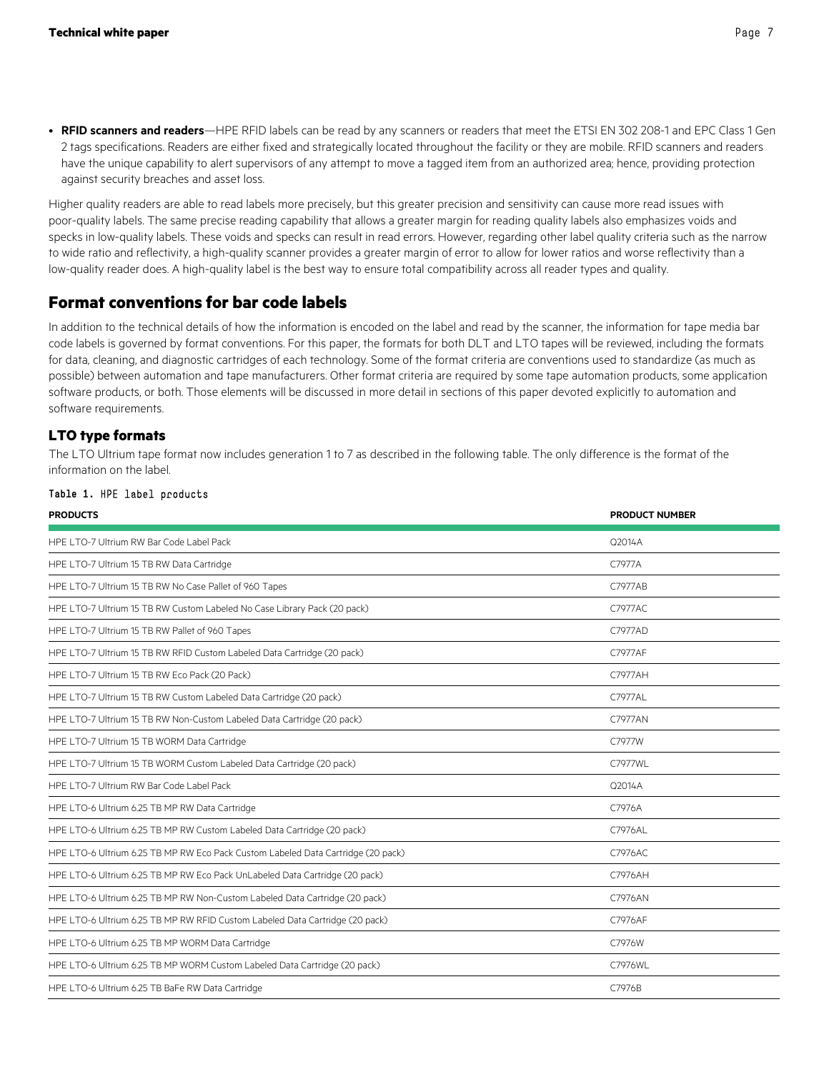- **RFID scanners and readers**—HPE RFID labels can be read by any scanners or readers that meet the ETSI EN 302 208-1 and EPC Class 1 Gen 2 tags specifications. Readers are either fixed and strategically located throughout the facility or they are mobile. RFID scanners and readers have the unique capability to alert supervisors of any attempt to move a tagged item from an authorized area; hence, providing protection against security breaches and asset loss.

Higher quality readers are able to read labels more precisely, but this greater precision and sensitivity can cause more read issues with poor-quality labels. The same precise reading capability that allows a greater margin for reading quality labels also emphasizes voids and specks in low-quality labels. These voids and specks can result in read errors. However, regarding other label quality criteria such as the narrow to wide ratio and reflectivity, a high-quality scanner provides a greater margin of error to allow for lower ratios and worse reflectivity than a low-quality reader does. A high-quality label is the best way to ensure total compatibility across all reader types and quality.

## Format conventions for bar code labels

In addition to the technical details of how the information is encoded on the label and read by the scanner, the information for tape media bar code labels is governed by format conventions. For this paper, the formats for both DLT and LTO tapes will be reviewed, including the formats for data, cleaning, and diagnostic cartridges of each technology. Some of the format criteria are conventions used to standardize (as much as possible) between automation and tape manufacturers. Other format criteria are required by some tape automation products, some application software products, or both. Those elements will be discussed in more detail in sections of this paper devoted explicitly to automation and software requirements.

### LTO type formats

The LTO Ultrium tape format now includes generation 1 to 7 as described in the following table. The only difference is the format of the information on the label.

**Table 1.** HPE label products

| PRODUCTS | PRODUCT NUMBER |
|---|---|
| HPE LTO-7 Ultrium RW Bar Code Label Pack | Q2014A |
| HPE LTO-7 Ultrium 15 TB RW Data Cartridge | C7977A |
| HPE LTO-7 Ultrium 15 TB RW No Case Pallet of 960 Tapes | C7977AB |
| HPE LTO-7 Ultrium 15 TB RW Custom Labeled No Case Library Pack (20 pack) | C7977AC |
| HPE LTO-7 Ultrium 15 TB RW Pallet of 960 Tapes | C7977AD |
| HPE LTO-7 Ultrium 15 TB RW RFID Custom Labeled Data Cartridge (20 pack) | C7977AF |
| HPE LTO-7 Ultrium 15 TB RW Eco Pack (20 Pack) | C7977AH |
| HPE LTO-7 Ultrium 15 TB RW Custom Labeled Data Cartridge (20 pack) | C7977AL |
| HPE LTO-7 Ultrium 15 TB RW Non-Custom Labeled Data Cartridge (20 pack) | C7977AN |
| HPE LTO-7 Ultrium 15 TB WORM Data Cartridge | C7977W |
| HPE LTO-7 Ultrium 15 TB WORM Custom Labeled Data Cartridge (20 pack) | C7977WL |
| HPE LTO-7 Ultrium RW Bar Code Label Pack | Q2014A |
| HPE LTO-6 Ultrium 6.25 TB MP RW Data Cartridge | C7976A |
| HPE LTO-6 Ultrium 6.25 TB MP RW Custom Labeled Data Cartridge (20 pack) | C7976AL |
| HPE LTO-6 Ultrium 6.25 TB MP RW Eco Pack Custom Labeled Data Cartridge (20 pack) | C7976AC |
| HPE LTO-6 Ultrium 6.25 TB MP RW Eco Pack UnLabeled Data Cartridge (20 pack) | C7976AH |
| HPE LTO-6 Ultrium 6.25 TB MP RW Non-Custom Labeled Data Cartridge (20 pack) | C7976AN |
| HPE LTO-6 Ultrium 6.25 TB MP RW RFID Custom Labeled Data Cartridge (20 pack) | C7976AF |
| HPE LTO-6 Ultrium 6.25 TB MP WORM Data Cartridge | C7976W |
| HPE LTO-6 Ultrium 6.25 TB MP WORM Custom Labeled Data Cartridge (20 pack) | C7976WL |
| HPE LTO-6 Ultrium 6.25 TB BaFe RW Data Cartridge | C7976B |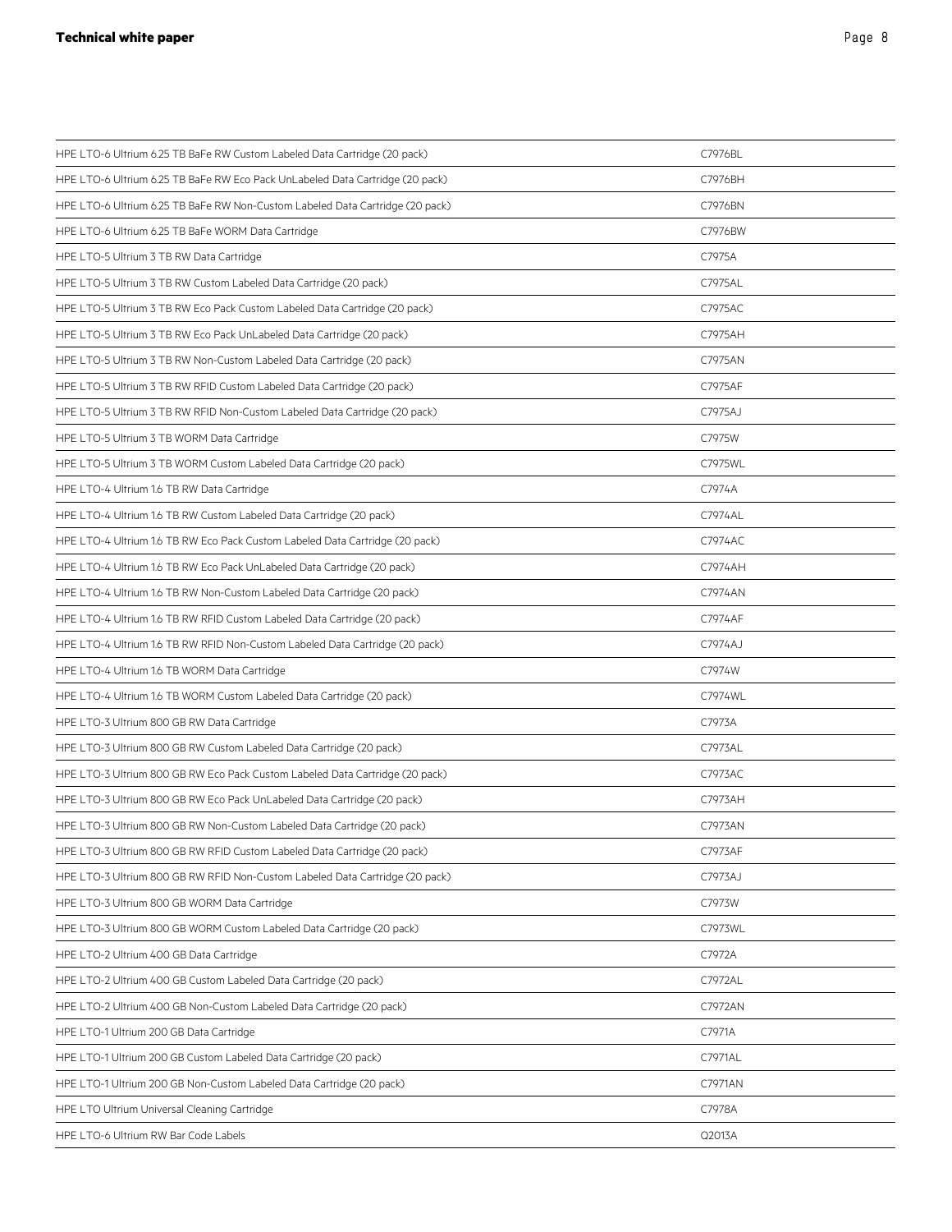| | |
|---|---|
| HPE LTO-6 Ultrium 6.25 TB BaFe RW Custom Labeled Data Cartridge (20 pack) | C7976BL |
| HPE LTO-6 Ultrium 6.25 TB BaFe RW Eco Pack UnLabeled Data Cartridge (20 pack) | C7976BH |
| HPE LTO-6 Ultrium 6.25 TB BaFe RW Non-Custom Labeled Data Cartridge (20 pack) | C7976BN |
| HPE LTO-6 Ultrium 6.25 TB BaFe WORM Data Cartridge | C7976BW |
| HPE LTO-5 Ultrium 3 TB RW Data Cartridge | C7975A |
| HPE LTO-5 Ultrium 3 TB RW Custom Labeled Data Cartridge (20 pack) | C7975AL |
| HPE LTO-5 Ultrium 3 TB RW Eco Pack Custom Labeled Data Cartridge (20 pack) | C7975AC |
| HPE LTO-5 Ultrium 3 TB RW Eco Pack UnLabeled Data Cartridge (20 pack) | C7975AH |
| HPE LTO-5 Ultrium 3 TB RW Non-Custom Labeled Data Cartridge (20 pack) | C7975AN |
| HPE LTO-5 Ultrium 3 TB RW RFID Custom Labeled Data Cartridge (20 pack) | C7975AF |
| HPE LTO-5 Ultrium 3 TB RW RFID Non-Custom Labeled Data Cartridge (20 pack) | C7975AJ |
| HPE LTO-5 Ultrium 3 TB WORM Data Cartridge | C7975W |
| HPE LTO-5 Ultrium 3 TB WORM Custom Labeled Data Cartridge (20 pack) | C7975WL |
| HPE LTO-4 Ultrium 1.6 TB RW Data Cartridge | C7974A |
| HPE LTO-4 Ultrium 1.6 TB RW Custom Labeled Data Cartridge (20 pack) | C7974AL |
| HPE LTO-4 Ultrium 1.6 TB RW Eco Pack Custom Labeled Data Cartridge (20 pack) | C7974AC |
| HPE LTO-4 Ultrium 1.6 TB RW Eco Pack UnLabeled Data Cartridge (20 pack) | C7974AH |
| HPE LTO-4 Ultrium 1.6 TB RW Non-Custom Labeled Data Cartridge (20 pack) | C7974AN |
| HPE LTO-4 Ultrium 1.6 TB RW RFID Custom Labeled Data Cartridge (20 pack) | C7974AF |
| HPE LTO-4 Ultrium 1.6 TB RW RFID Non-Custom Labeled Data Cartridge (20 pack) | C7974AJ |
| HPE LTO-4 Ultrium 1.6 TB WORM Data Cartridge | C7974W |
| HPE LTO-4 Ultrium 1.6 TB WORM Custom Labeled Data Cartridge (20 pack) | C7974WL |
| HPE LTO-3 Ultrium 800 GB RW Data Cartridge | C7973A |
| HPE LTO-3 Ultrium 800 GB RW Custom Labeled Data Cartridge (20 pack) | C7973AL |
| HPE LTO-3 Ultrium 800 GB RW Eco Pack Custom Labeled Data Cartridge (20 pack) | C7973AC |
| HPE LTO-3 Ultrium 800 GB RW Eco Pack UnLabeled Data Cartridge (20 pack) | C7973AH |
| HPE LTO-3 Ultrium 800 GB RW Non-Custom Labeled Data Cartridge (20 pack) | C7973AN |
| HPE LTO-3 Ultrium 800 GB RW RFID Custom Labeled Data Cartridge (20 pack) | C7973AF |
| HPE LTO-3 Ultrium 800 GB RW RFID Non-Custom Labeled Data Cartridge (20 pack) | C7973AJ |
| HPE LTO-3 Ultrium 800 GB WORM Data Cartridge | C7973W |
| HPE LTO-3 Ultrium 800 GB WORM Custom Labeled Data Cartridge (20 pack) | C7973WL |
| HPE LTO-2 Ultrium 400 GB Data Cartridge | C7972A |
| HPE LTO-2 Ultrium 400 GB Custom Labeled Data Cartridge (20 pack) | C7972AL |
| HPE LTO-2 Ultrium 400 GB Non-Custom Labeled Data Cartridge (20 pack) | C7972AN |
| HPE LTO-1 Ultrium 200 GB Data Cartridge | C7971A |
| HPE LTO-1 Ultrium 200 GB Custom Labeled Data Cartridge (20 pack) | C7971AL |
| HPE LTO-1 Ultrium 200 GB Non-Custom Labeled Data Cartridge (20 pack) | C7971AN |
| HPE LTO Ultrium Universal Cleaning Cartridge | C7978A |
| HPE LTO-6 Ultrium RW Bar Code Labels | Q2013A |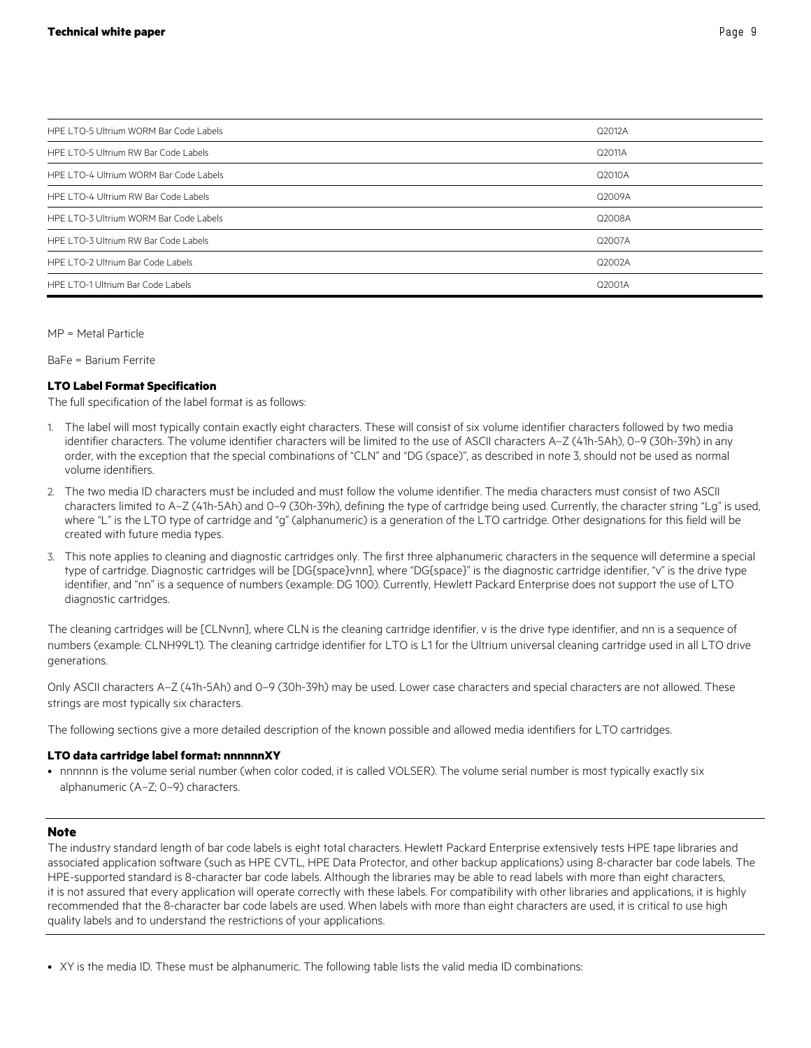| | |
|---|---|
| HPE LTO-5 Ultrium WORM Bar Code Labels | Q2012A |
| HPE LTO-5 Ultrium RW Bar Code Labels | Q2011A |
| HPE LTO-4 Ultrium WORM Bar Code Labels | Q2010A |
| HPE LTO-4 Ultrium RW Bar Code Labels | Q2009A |
| HPE LTO-3 Ultrium WORM Bar Code Labels | Q2008A |
| HPE LTO-3 Ultrium RW Bar Code Labels | Q2007A |
| HPE LTO-2 Ultrium Bar Code Labels | Q2002A |
| HPE LTO-1 Ultrium Bar Code Labels | Q2001A |

MP = Metal Particle

BaFe = Barium Ferrite

**LTO Label Format Specification**

The full specification of the label format is as follows:

1. The label will most typically contain exactly eight characters. These will consist of six volume identifier characters followed by two media identifier characters. The volume identifier characters will be limited to the use of ASCII characters A–Z (41h-5Ah), 0–9 (30h-39h) in any order, with the exception that the special combinations of "CLN" and "DG (space)", as described in note 3, should not be used as normal volume identifiers.
2. The two media ID characters must be included and must follow the volume identifier. The media characters must consist of two ASCII characters limited to A–Z (41h-5Ah) and 0–9 (30h-39h), defining the type of cartridge being used. Currently, the character string "Lg" is used, where "L" is the LTO type of cartridge and "g" (alphanumeric) is a generation of the LTO cartridge. Other designations for this field will be created with future media types.
3. This note applies to cleaning and diagnostic cartridges only. The first three alphanumeric characters in the sequence will determine a special type of cartridge. Diagnostic cartridges will be [DG{space}vnn], where "DG{space}" is the diagnostic cartridge identifier, "v" is the drive type identifier, and "nn" is a sequence of numbers (example: DG 100). Currently, Hewlett Packard Enterprise does not support the use of LTO diagnostic cartridges.

The cleaning cartridges will be [CLNvnn], where CLN is the cleaning cartridge identifier, v is the drive type identifier, and nn is a sequence of numbers (example: CLNH99L1). The cleaning cartridge identifier for LTO is L1 for the Ultrium universal cleaning cartridge used in all LTO drive generations.

Only ASCII characters A–Z (41h-5Ah) and 0–9 (30h-39h) may be used. Lower case characters and special characters are not allowed. These strings are most typically six characters.

The following sections give a more detailed description of the known possible and allowed media identifiers for LTO cartridges.

**LTO data cartridge label format: nnnnnnXY**

- nnnnnn is the volume serial number (when color coded, it is called VOLSER). The volume serial number is most typically exactly six alphanumeric (A–Z; 0–9) characters.

**Note**

The industry standard length of bar code labels is eight total characters. Hewlett Packard Enterprise extensively tests HPE tape libraries and associated application software (such as HPE CVTL, HPE Data Protector, and other backup applications) using 8-character bar code labels. The HPE-supported standard is 8-character bar code labels. Although the libraries may be able to read labels with more than eight characters, it is not assured that every application will operate correctly with these labels. For compatibility with other libraries and applications, it is highly recommended that the 8-character bar code labels are used. When labels with more than eight characters are used, it is critical to use high quality labels and to understand the restrictions of your applications.

- XY is the media ID. These must be alphanumeric. The following table lists the valid media ID combinations: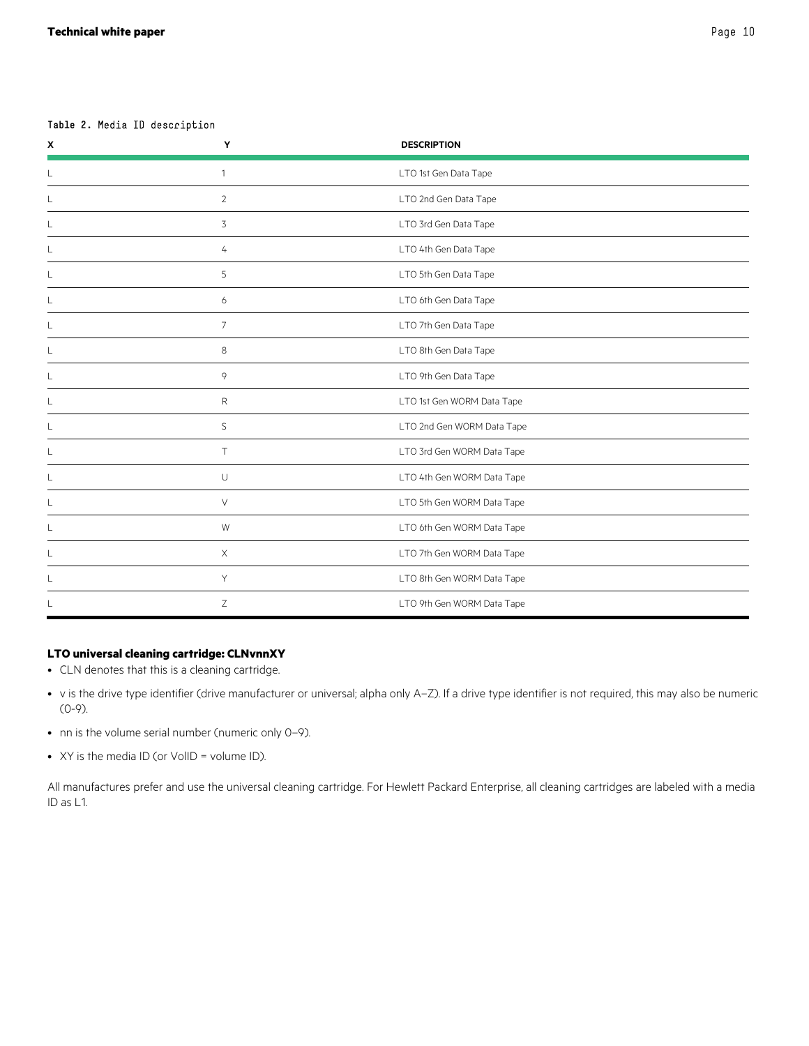Table 2. Media ID description

| X | Y | DESCRIPTION |
| --- | --- | --- |
| L | 1 | LTO 1st Gen Data Tape |
| L | 2 | LTO 2nd Gen Data Tape |
| L | 3 | LTO 3rd Gen Data Tape |
| L | 4 | LTO 4th Gen Data Tape |
| L | 5 | LTO 5th Gen Data Tape |
| L | 6 | LTO 6th Gen Data Tape |
| L | 7 | LTO 7th Gen Data Tape |
| L | 8 | LTO 8th Gen Data Tape |
| L | 9 | LTO 9th Gen Data Tape |
| L | R | LTO 1st Gen WORM Data Tape |
| L | S | LTO 2nd Gen WORM Data Tape |
| L | T | LTO 3rd Gen WORM Data Tape |
| L | U | LTO 4th Gen WORM Data Tape |
| L | V | LTO 5th Gen WORM Data Tape |
| L | W | LTO 6th Gen WORM Data Tape |
| L | X | LTO 7th Gen WORM Data Tape |
| L | Y | LTO 8th Gen WORM Data Tape |
| L | Z | LTO 9th Gen WORM Data Tape |

**LTO universal cleaning cartridge: CLNvnnXY**

- CLN denotes that this is a cleaning cartridge.
- v is the drive type identifier (drive manufacturer or universal; alpha only A–Z). If a drive type identifier is not required, this may also be numeric (0-9).
- nn is the volume serial number (numeric only 0–9).
- XY is the media ID (or VolID = volume ID).

All manufactures prefer and use the universal cleaning cartridge. For Hewlett Packard Enterprise, all cleaning cartridges are labeled with a media ID as L1.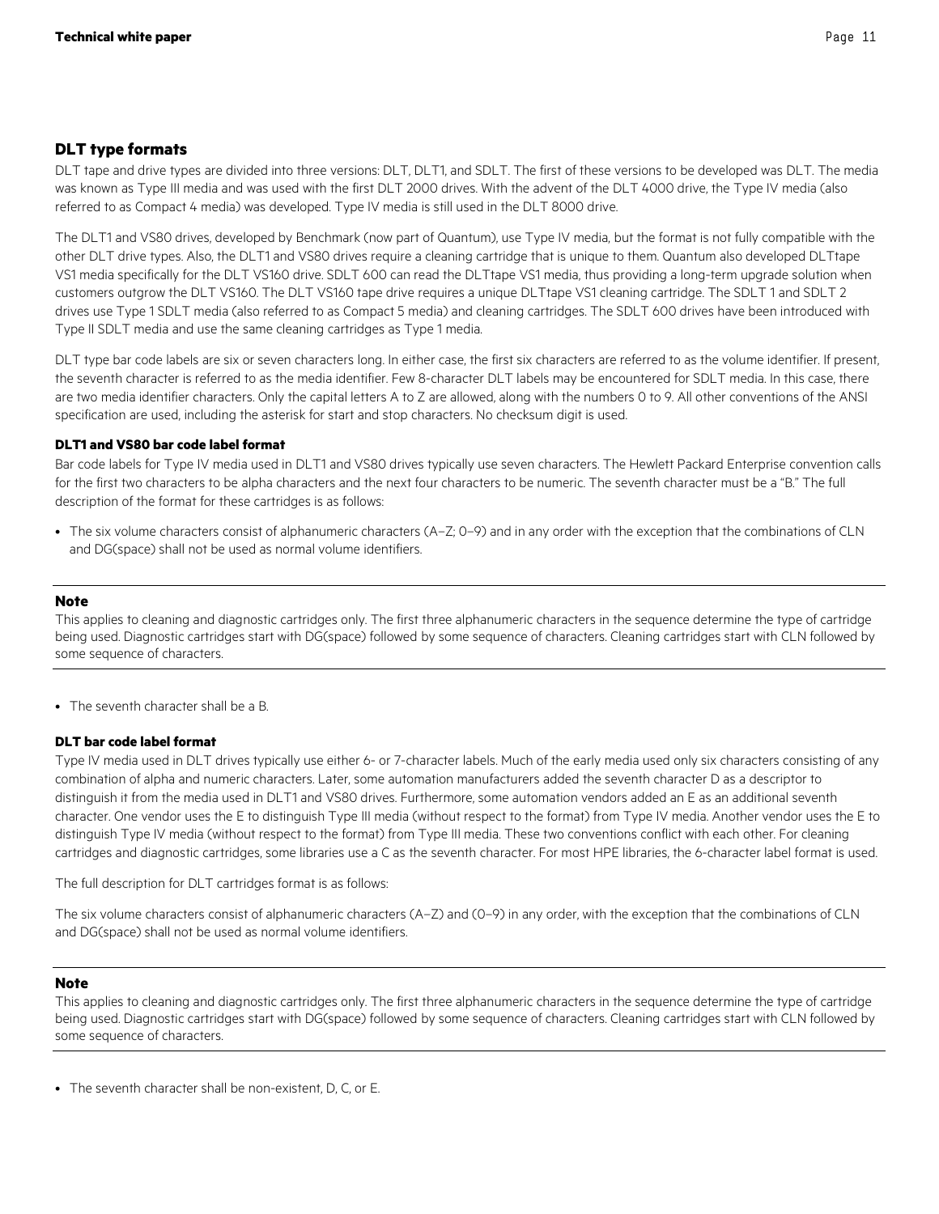## DLT type formats

DLT tape and drive types are divided into three versions: DLT, DLT1, and SDLT. The first of these versions to be developed was DLT. The media was known as Type III media and was used with the first DLT 2000 drives. With the advent of the DLT 4000 drive, the Type IV media (also referred to as Compact 4 media) was developed. Type IV media is still used in the DLT 8000 drive.

The DLT1 and VS80 drives, developed by Benchmark (now part of Quantum), use Type IV media, but the format is not fully compatible with the other DLT drive types. Also, the DLT1 and VS80 drives require a cleaning cartridge that is unique to them. Quantum also developed DLTtape VS1 media specifically for the DLT VS160 drive. SDLT 600 can read the DLTtape VS1 media, thus providing a long-term upgrade solution when customers outgrow the DLT VS160. The DLT VS160 tape drive requires a unique DLTtape VS1 cleaning cartridge. The SDLT 1 and SDLT 2 drives use Type 1 SDLT media (also referred to as Compact 5 media) and cleaning cartridges. The SDLT 600 drives have been introduced with Type II SDLT media and use the same cleaning cartridges as Type 1 media.

DLT type bar code labels are six or seven characters long. In either case, the first six characters are referred to as the volume identifier. If present, the seventh character is referred to as the media identifier. Few 8-character DLT labels may be encountered for SDLT media. In this case, there are two media identifier characters. Only the capital letters A to Z are allowed, along with the numbers 0 to 9. All other conventions of the ANSI specification are used, including the asterisk for start and stop characters. No checksum digit is used.

#### DLT1 and VS80 bar code label format

Bar code labels for Type IV media used in DLT1 and VS80 drives typically use seven characters. The Hewlett Packard Enterprise convention calls for the first two characters to be alpha characters and the next four characters to be numeric. The seventh character must be a "B." The full description of the format for these cartridges is as follows:

- The six volume characters consist of alphanumeric characters (A–Z; 0–9) and in any order with the exception that the combinations of CLN and DG(space) shall not be used as normal volume identifiers.

---

**Note**

This applies to cleaning and diagnostic cartridges only. The first three alphanumeric characters in the sequence determine the type of cartridge being used. Diagnostic cartridges start with DG(space) followed by some sequence of characters. Cleaning cartridges start with CLN followed by some sequence of characters.

---

- The seventh character shall be a B.

#### DLT bar code label format

Type IV media used in DLT drives typically use either 6- or 7-character labels. Much of the early media used only six characters consisting of any combination of alpha and numeric characters. Later, some automation manufacturers added the seventh character D as a descriptor to distinguish it from the media used in DLT1 and VS80 drives. Furthermore, some automation vendors added an E as an additional seventh character. One vendor uses the E to distinguish Type III media (without respect to the format) from Type IV media. Another vendor uses the E to distinguish Type IV media (without respect to the format) from Type III media. These two conventions conflict with each other. For cleaning cartridges and diagnostic cartridges, some libraries use a C as the seventh character. For most HPE libraries, the 6-character label format is used.

The full description for DLT cartridges format is as follows:

The six volume characters consist of alphanumeric characters (A–Z) and (0–9) in any order, with the exception that the combinations of CLN and DG(space) shall not be used as normal volume identifiers.

---

**Note**

This applies to cleaning and diagnostic cartridges only. The first three alphanumeric characters in the sequence determine the type of cartridge being used. Diagnostic cartridges start with DG(space) followed by some sequence of characters. Cleaning cartridges start with CLN followed by some sequence of characters.

---

- The seventh character shall be non-existent, D, C, or E.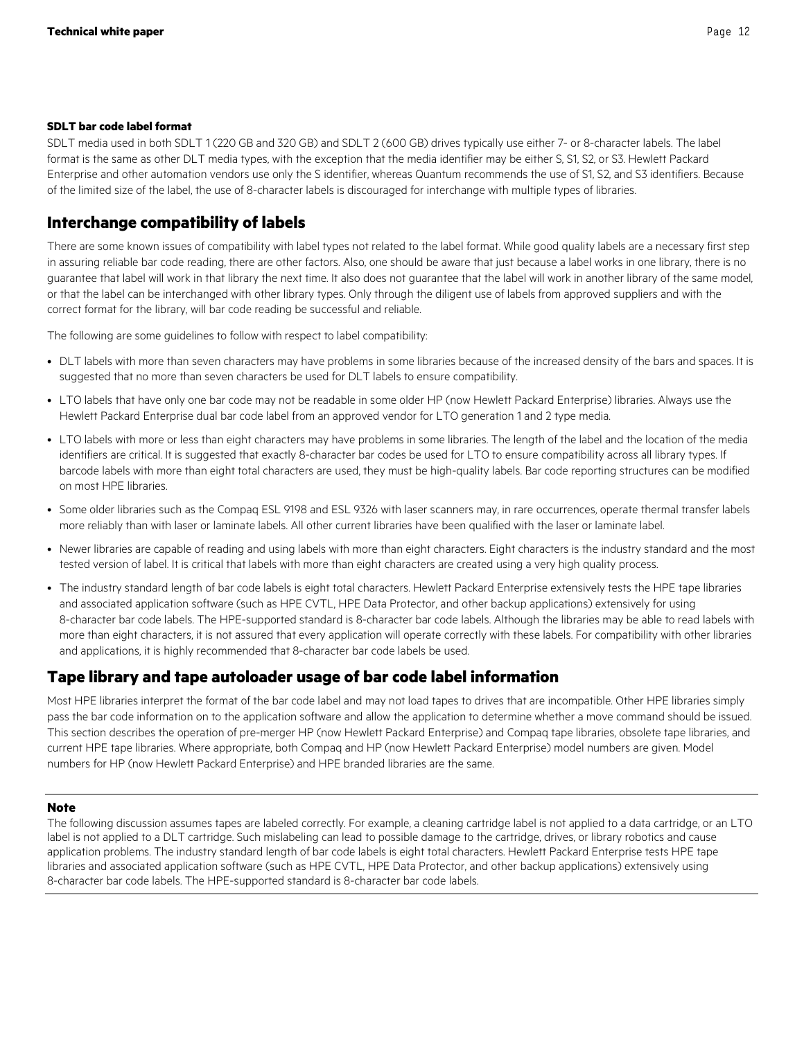**SDLT bar code label format**

SDLT media used in both SDLT 1 (220 GB and 320 GB) and SDLT 2 (600 GB) drives typically use either 7- or 8-character labels. The label format is the same as other DLT media types, with the exception that the media identifier may be either S, S1, S2, or S3. Hewlett Packard Enterprise and other automation vendors use only the S identifier, whereas Quantum recommends the use of S1, S2, and S3 identifiers. Because of the limited size of the label, the use of 8-character labels is discouraged for interchange with multiple types of libraries.

## Interchange compatibility of labels

There are some known issues of compatibility with label types not related to the label format. While good quality labels are a necessary first step in assuring reliable bar code reading, there are other factors. Also, one should be aware that just because a label works in one library, there is no guarantee that label will work in that library the next time. It also does not guarantee that the label will work in another library of the same model, or that the label can be interchanged with other library types. Only through the diligent use of labels from approved suppliers and with the correct format for the library, will bar code reading be successful and reliable.

The following are some guidelines to follow with respect to label compatibility:

- DLT labels with more than seven characters may have problems in some libraries because of the increased density of the bars and spaces. It is suggested that no more than seven characters be used for DLT labels to ensure compatibility.
- LTO labels that have only one bar code may not be readable in some older HP (now Hewlett Packard Enterprise) libraries. Always use the Hewlett Packard Enterprise dual bar code label from an approved vendor for LTO generation 1 and 2 type media.
- LTO labels with more or less than eight characters may have problems in some libraries. The length of the label and the location of the media identifiers are critical. It is suggested that exactly 8-character bar codes be used for LTO to ensure compatibility across all library types. If barcode labels with more than eight total characters are used, they must be high-quality labels. Bar code reporting structures can be modified on most HPE libraries.
- Some older libraries such as the Compaq ESL 9198 and ESL 9326 with laser scanners may, in rare occurrences, operate thermal transfer labels more reliably than with laser or laminate labels. All other current libraries have been qualified with the laser or laminate label.
- Newer libraries are capable of reading and using labels with more than eight characters. Eight characters is the industry standard and the most tested version of label. It is critical that labels with more than eight characters are created using a very high quality process.
- The industry standard length of bar code labels is eight total characters. Hewlett Packard Enterprise extensively tests the HPE tape libraries and associated application software (such as HPE CVTL, HPE Data Protector, and other backup applications) extensively for using 8-character bar code labels. The HPE-supported standard is 8-character bar code labels. Although the libraries may be able to read labels with more than eight characters, it is not assured that every application will operate correctly with these labels. For compatibility with other libraries and applications, it is highly recommended that 8-character bar code labels be used.

## Tape library and tape autoloader usage of bar code label information

Most HPE libraries interpret the format of the bar code label and may not load tapes to drives that are incompatible. Other HPE libraries simply pass the bar code information on to the application software and allow the application to determine whether a move command should be issued. This section describes the operation of pre-merger HP (now Hewlett Packard Enterprise) and Compaq tape libraries, obsolete tape libraries, and current HPE tape libraries. Where appropriate, both Compaq and HP (now Hewlett Packard Enterprise) model numbers are given. Model numbers for HP (now Hewlett Packard Enterprise) and HPE branded libraries are the same.

**Note**

The following discussion assumes tapes are labeled correctly. For example, a cleaning cartridge label is not applied to a data cartridge, or an LTO label is not applied to a DLT cartridge. Such mislabeling can lead to possible damage to the cartridge, drives, or library robotics and cause application problems. The industry standard length of bar code labels is eight total characters. Hewlett Packard Enterprise tests HPE tape libraries and associated application software (such as HPE CVTL, HPE Data Protector, and other backup applications) extensively using 8-character bar code labels. The HPE-supported standard is 8-character bar code labels.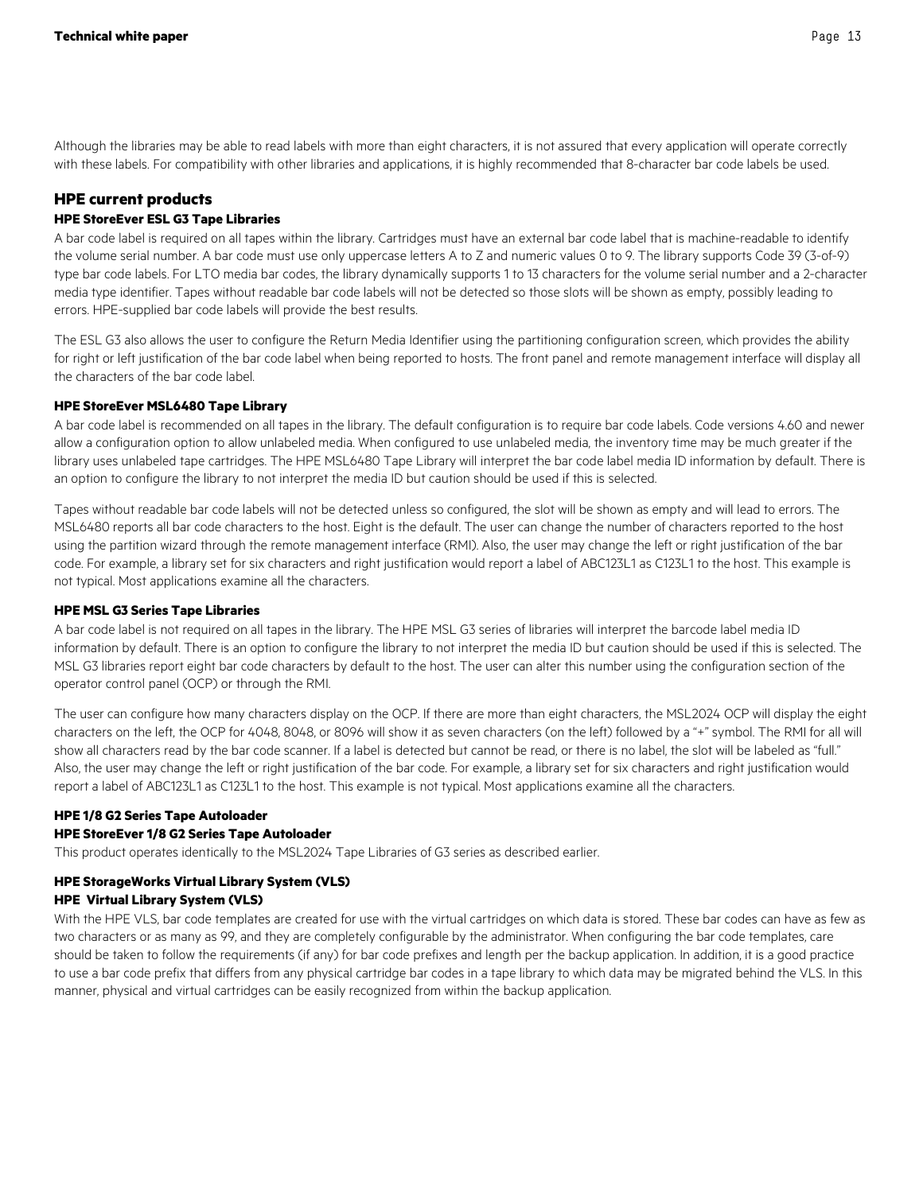Although the libraries may be able to read labels with more than eight characters, it is not assured that every application will operate correctly with these labels. For compatibility with other libraries and applications, it is highly recommended that 8-character bar code labels be used.

## HPE current products

### HPE StoreEver ESL G3 Tape Libraries

A bar code label is required on all tapes within the library. Cartridges must have an external bar code label that is machine-readable to identify the volume serial number. A bar code must use only uppercase letters A to Z and numeric values 0 to 9. The library supports Code 39 (3-of-9) type bar code labels. For LTO media bar codes, the library dynamically supports 1 to 13 characters for the volume serial number and a 2-character media type identifier. Tapes without readable bar code labels will not be detected so those slots will be shown as empty, possibly leading to errors. HPE-supplied bar code labels will provide the best results.

The ESL G3 also allows the user to configure the Return Media Identifier using the partitioning configuration screen, which provides the ability for right or left justification of the bar code label when being reported to hosts. The front panel and remote management interface will display all the characters of the bar code label.

### HPE StoreEver MSL6480 Tape Library

A bar code label is recommended on all tapes in the library. The default configuration is to require bar code labels. Code versions 4.60 and newer allow a configuration option to allow unlabeled media. When configured to use unlabeled media, the inventory time may be much greater if the library uses unlabeled tape cartridges. The HPE MSL6480 Tape Library will interpret the bar code label media ID information by default. There is an option to configure the library to not interpret the media ID but caution should be used if this is selected.

Tapes without readable bar code labels will not be detected unless so configured, the slot will be shown as empty and will lead to errors. The MSL6480 reports all bar code characters to the host. Eight is the default. The user can change the number of characters reported to the host using the partition wizard through the remote management interface (RMI). Also, the user may change the left or right justification of the bar code. For example, a library set for six characters and right justification would report a label of ABC123L1 as C123L1 to the host. This example is not typical. Most applications examine all the characters.

### HPE MSL G3 Series Tape Libraries

A bar code label is not required on all tapes in the library. The HPE MSL G3 series of libraries will interpret the barcode label media ID information by default. There is an option to configure the library to not interpret the media ID but caution should be used if this is selected. The MSL G3 libraries report eight bar code characters by default to the host. The user can alter this number using the configuration section of the operator control panel (OCP) or through the RMI.

The user can configure how many characters display on the OCP. If there are more than eight characters, the MSL2024 OCP will display the eight characters on the left, the OCP for 4048, 8048, or 8096 will show it as seven characters (on the left) followed by a "+" symbol. The RMI for all will show all characters read by the bar code scanner. If a label is detected but cannot be read, or there is no label, the slot will be labeled as "full." Also, the user may change the left or right justification of the bar code. For example, a library set for six characters and right justification would report a label of ABC123L1 as C123L1 to the host. This example is not typical. Most applications examine all the characters.

### HPE 1/8 G2 Series Tape Autoloader

### HPE StoreEver 1/8 G2 Series Tape Autoloader

This product operates identically to the MSL2024 Tape Libraries of G3 series as described earlier.

### HPE StorageWorks Virtual Library System (VLS)

### HPE Virtual Library System (VLS)

With the HPE VLS, bar code templates are created for use with the virtual cartridges on which data is stored. These bar codes can have as few as two characters or as many as 99, and they are completely configurable by the administrator. When configuring the bar code templates, care should be taken to follow the requirements (if any) for bar code prefixes and length per the backup application. In addition, it is a good practice to use a bar code prefix that differs from any physical cartridge bar codes in a tape library to which data may be migrated behind the VLS. In this manner, physical and virtual cartridges can be easily recognized from within the backup application.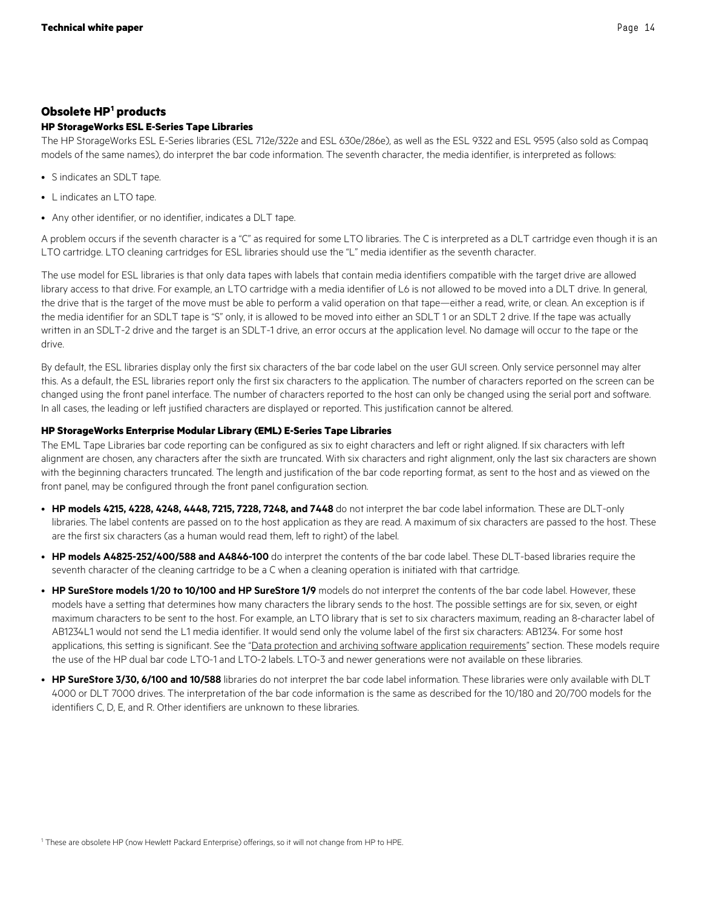## Obsolete HP[1] products

### HP StorageWorks ESL E-Series Tape Libraries

The HP StorageWorks ESL E-Series libraries (ESL 712e/322e and ESL 630e/286e), as well as the ESL 9322 and ESL 9595 (also sold as Compaq models of the same names), do interpret the bar code information. The seventh character, the media identifier, is interpreted as follows:

- S indicates an SDLT tape.
- L indicates an LTO tape.
- Any other identifier, or no identifier, indicates a DLT tape.

A problem occurs if the seventh character is a "C" as required for some LTO libraries. The C is interpreted as a DLT cartridge even though it is an LTO cartridge. LTO cleaning cartridges for ESL libraries should use the "L" media identifier as the seventh character.

The use model for ESL libraries is that only data tapes with labels that contain media identifiers compatible with the target drive are allowed library access to that drive. For example, an LTO cartridge with a media identifier of L6 is not allowed to be moved into a DLT drive. In general, the drive that is the target of the move must be able to perform a valid operation on that tape—either a read, write, or clean. An exception is if the media identifier for an SDLT tape is "S" only, it is allowed to be moved into either an SDLT 1 or an SDLT 2 drive. If the tape was actually written in an SDLT-2 drive and the target is an SDLT-1 drive, an error occurs at the application level. No damage will occur to the tape or the drive.

By default, the ESL libraries display only the first six characters of the bar code label on the user GUI screen. Only service personnel may alter this. As a default, the ESL libraries report only the first six characters to the application. The number of characters reported on the screen can be changed using the front panel interface. The number of characters reported to the host can only be changed using the serial port and software. In all cases, the leading or left justified characters are displayed or reported. This justification cannot be altered.

### HP StorageWorks Enterprise Modular Library (EML) E-Series Tape Libraries

The EML Tape Libraries bar code reporting can be configured as six to eight characters and left or right aligned. If six characters with left alignment are chosen, any characters after the sixth are truncated. With six characters and right alignment, only the last six characters are shown with the beginning characters truncated. The length and justification of the bar code reporting format, as sent to the host and as viewed on the front panel, may be configured through the front panel configuration section.

- **HP models 4215, 4228, 4248, 4448, 7215, 7228, 7248, and 7448** do not interpret the bar code label information. These are DLT-only libraries. The label contents are passed on to the host application as they are read. A maximum of six characters are passed to the host. These are the first six characters (as a human would read them, left to right) of the label.
- **HP models A4825-252/400/588 and A4846-100** do interpret the contents of the bar code label. These DLT-based libraries require the seventh character of the cleaning cartridge to be a C when a cleaning operation is initiated with that cartridge.
- **HP SureStore models 1/20 to 10/100 and HP SureStore 1/9** models do not interpret the contents of the bar code label. However, these models have a setting that determines how many characters the library sends to the host. The possible settings are for six, seven, or eight maximum characters to be sent to the host. For example, an LTO library that is set to six characters maximum, reading an 8-character label of AB1234L1 would not send the L1 media identifier. It would send only the volume label of the first six characters: AB1234. For some host applications, this setting is significant. See the "Data protection and archiving software application requirements" section. These models require the use of the HP dual bar code LTO-1 and LTO-2 labels. LTO-3 and newer generations were not available on these libraries.
- **HP SureStore 3/30, 6/100 and 10/588** libraries do not interpret the bar code label information. These libraries were only available with DLT 4000 or DLT 7000 drives. The interpretation of the bar code information is the same as described for the 10/180 and 20/700 models for the identifiers C, D, E, and R. Other identifiers are unknown to these libraries.

[1] These are obsolete HP (now Hewlett Packard Enterprise) offerings, so it will not change from HP to HPE.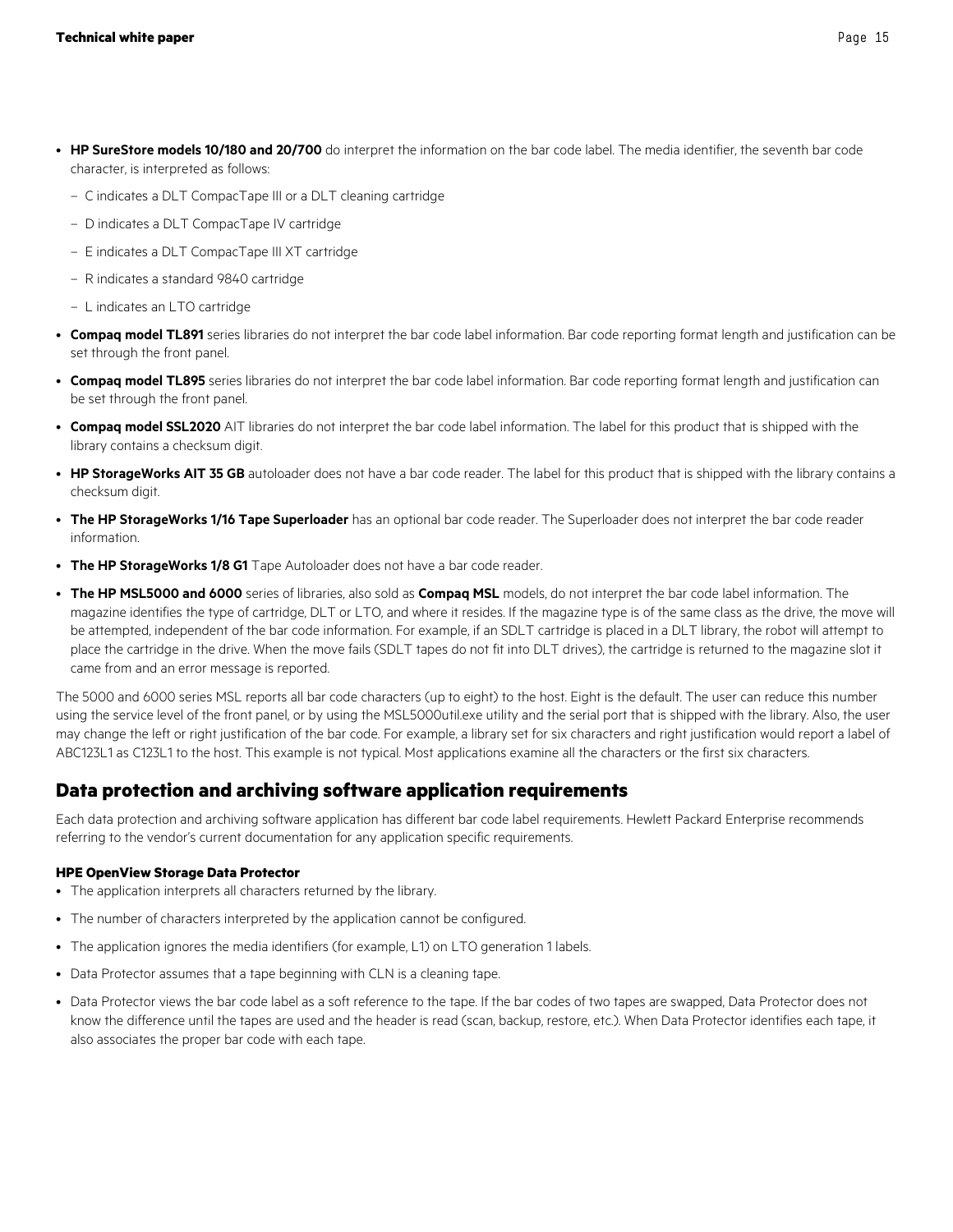- **HP SureStore models 10/180 and 20/700** do interpret the information on the bar code label. The media identifier, the seventh bar code character, is interpreted as follows:
  - C indicates a DLT CompacTape III or a DLT cleaning cartridge
  - D indicates a DLT CompacTape IV cartridge
  - E indicates a DLT CompacTape III XT cartridge
  - R indicates a standard 9840 cartridge
  - L indicates an LTO cartridge
- **Compaq model TL891** series libraries do not interpret the bar code label information. Bar code reporting format length and justification can be set through the front panel.
- **Compaq model TL895** series libraries do not interpret the bar code label information. Bar code reporting format length and justification can be set through the front panel.
- **Compaq model SSL2020** AIT libraries do not interpret the bar code label information. The label for this product that is shipped with the library contains a checksum digit.
- **HP StorageWorks AIT 35 GB** autoloader does not have a bar code reader. The label for this product that is shipped with the library contains a checksum digit.
- **The HP StorageWorks 1/16 Tape Superloader** has an optional bar code reader. The Superloader does not interpret the bar code reader information.
- **The HP StorageWorks 1/8 G1** Tape Autoloader does not have a bar code reader.
- **The HP MSL5000 and 6000** series of libraries, also sold as **Compaq MSL** models, do not interpret the bar code label information. The magazine identifies the type of cartridge, DLT or LTO, and where it resides. If the magazine type is of the same class as the drive, the move will be attempted, independent of the bar code information. For example, if an SDLT cartridge is placed in a DLT library, the robot will attempt to place the cartridge in the drive. When the move fails (SDLT tapes do not fit into DLT drives), the cartridge is returned to the magazine slot it came from and an error message is reported.

The 5000 and 6000 series MSL reports all bar code characters (up to eight) to the host. Eight is the default. The user can reduce this number using the service level of the front panel, or by using the MSL5000util.exe utility and the serial port that is shipped with the library. Also, the user may change the left or right justification of the bar code. For example, a library set for six characters and right justification would report a label of ABC123L1 as C123L1 to the host. This example is not typical. Most applications examine all the characters or the first six characters.

## Data protection and archiving software application requirements

Each data protection and archiving software application has different bar code label requirements. Hewlett Packard Enterprise recommends referring to the vendor's current documentation for any application specific requirements.

#### HPE OpenView Storage Data Protector

- The application interprets all characters returned by the library.
- The number of characters interpreted by the application cannot be configured.
- The application ignores the media identifiers (for example, L1) on LTO generation 1 labels.
- Data Protector assumes that a tape beginning with CLN is a cleaning tape.
- Data Protector views the bar code label as a soft reference to the tape. If the bar codes of two tapes are swapped, Data Protector does not know the difference until the tapes are used and the header is read (scan, backup, restore, etc.). When Data Protector identifies each tape, it also associates the proper bar code with each tape.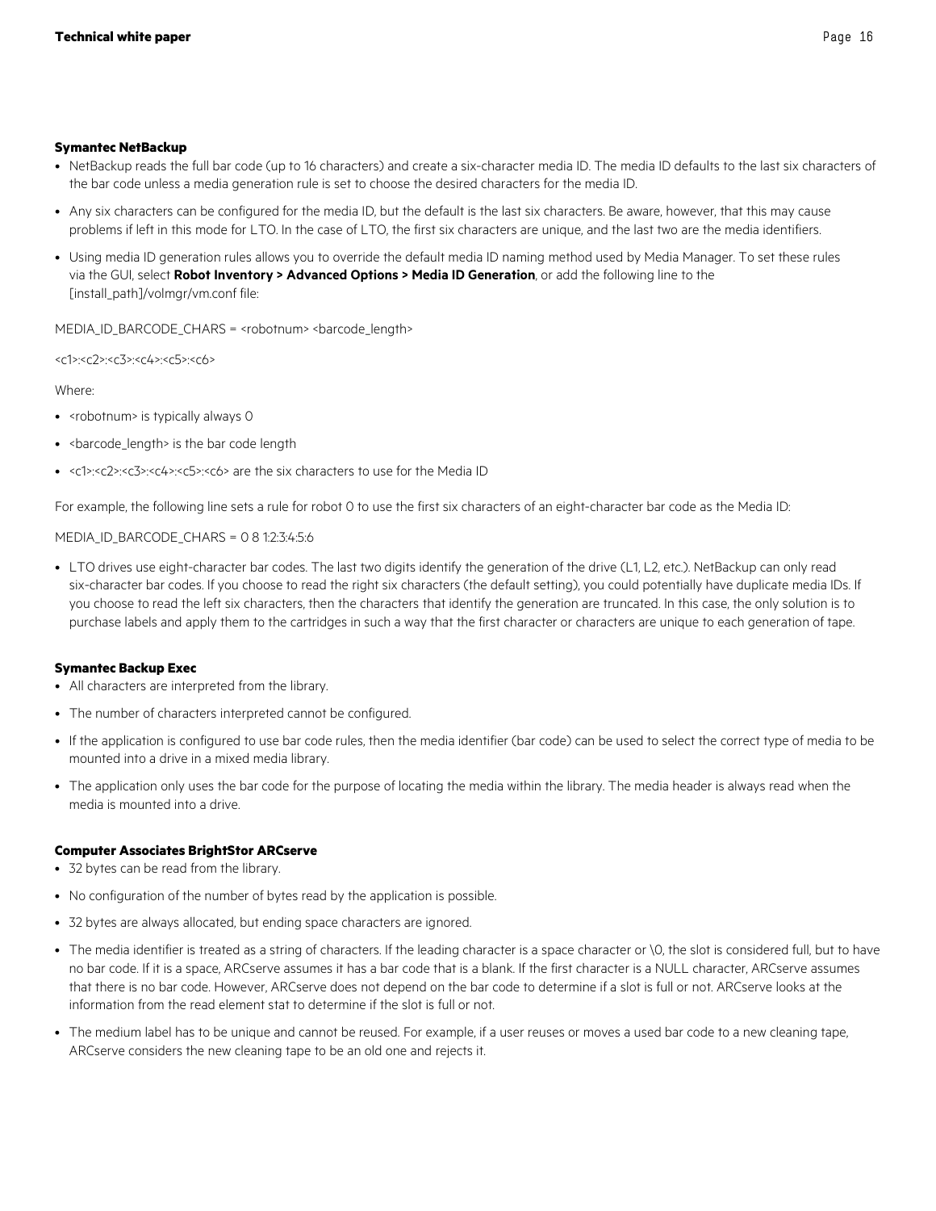**Symantec NetBackup**

- NetBackup reads the full bar code (up to 16 characters) and create a six-character media ID. The media ID defaults to the last six characters of the bar code unless a media generation rule is set to choose the desired characters for the media ID.
- Any six characters can be configured for the media ID, but the default is the last six characters. Be aware, however, that this may cause problems if left in this mode for LTO. In the case of LTO, the first six characters are unique, and the last two are the media identifiers.
- Using media ID generation rules allows you to override the default media ID naming method used by Media Manager. To set these rules via the GUI, select **Robot Inventory > Advanced Options > Media ID Generation**, or add the following line to the [install_path]/volmgr/vm.conf file:

MEDIA_ID_BARCODE_CHARS = <robotnum> <barcode_length>

<c1>:<c2>:<c3>:<c4>:<c5>:<c6>

Where:

- <robotnum> is typically always 0
- <barcode_length> is the bar code length
- <c1>:<c2>:<c3>:<c4>:<c5>:<c6> are the six characters to use for the Media ID

For example, the following line sets a rule for robot 0 to use the first six characters of an eight-character bar code as the Media ID:

MEDIA_ID_BARCODE_CHARS = 0 8 1:2:3:4:5:6

- LTO drives use eight-character bar codes. The last two digits identify the generation of the drive (L1, L2, etc.). NetBackup can only read six-character bar codes. If you choose to read the right six characters (the default setting), you could potentially have duplicate media IDs. If you choose to read the left six characters, then the characters that identify the generation are truncated. In this case, the only solution is to purchase labels and apply them to the cartridges in such a way that the first character or characters are unique to each generation of tape.

**Symantec Backup Exec**

- All characters are interpreted from the library.
- The number of characters interpreted cannot be configured.
- If the application is configured to use bar code rules, then the media identifier (bar code) can be used to select the correct type of media to be mounted into a drive in a mixed media library.
- The application only uses the bar code for the purpose of locating the media within the library. The media header is always read when the media is mounted into a drive.

**Computer Associates BrightStor ARCserve**

- 32 bytes can be read from the library.
- No configuration of the number of bytes read by the application is possible.
- 32 bytes are always allocated, but ending space characters are ignored.
- The media identifier is treated as a string of characters. If the leading character is a space character or \0, the slot is considered full, but to have no bar code. If it is a space, ARCserve assumes it has a bar code that is a blank. If the first character is a NULL character, ARCserve assumes that there is no bar code. However, ARCserve does not depend on the bar code to determine if a slot is full or not. ARCserve looks at the information from the read element stat to determine if the slot is full or not.
- The medium label has to be unique and cannot be reused. For example, if a user reuses or moves a used bar code to a new cleaning tape, ARCserve considers the new cleaning tape to be an old one and rejects it.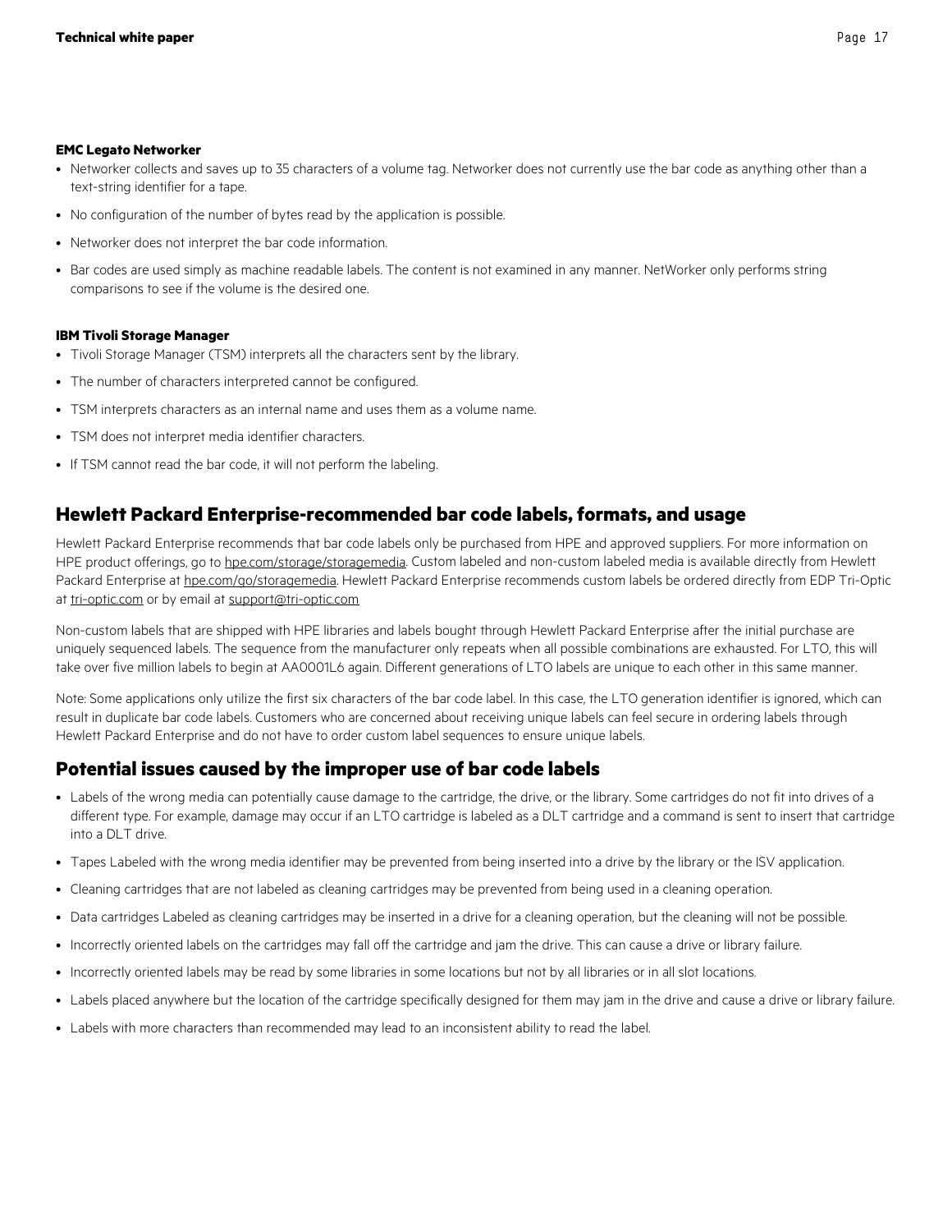**EMC Legato Networker**

- Networker collects and saves up to 35 characters of a volume tag. Networker does not currently use the bar code as anything other than a text-string identifier for a tape.
- No configuration of the number of bytes read by the application is possible.
- Networker does not interpret the bar code information.
- Bar codes are used simply as machine readable labels. The content is not examined in any manner. NetWorker only performs string comparisons to see if the volume is the desired one.

**IBM Tivoli Storage Manager**

- Tivoli Storage Manager (TSM) interprets all the characters sent by the library.
- The number of characters interpreted cannot be configured.
- TSM interprets characters as an internal name and uses them as a volume name.
- TSM does not interpret media identifier characters.
- If TSM cannot read the bar code, it will not perform the labeling.

## Hewlett Packard Enterprise-recommended bar code labels, formats, and usage

Hewlett Packard Enterprise recommends that bar code labels only be purchased from HPE and approved suppliers. For more information on HPE product offerings, go to hpe.com/storage/storagemedia. Custom labeled and non-custom labeled media is available directly from Hewlett Packard Enterprise at hpe.com/go/storagemedia. Hewlett Packard Enterprise recommends custom labels be ordered directly from EDP Tri-Optic at tri-optic.com or by email at support@tri-optic.com

Non-custom labels that are shipped with HPE libraries and labels bought through Hewlett Packard Enterprise after the initial purchase are uniquely sequenced labels. The sequence from the manufacturer only repeats when all possible combinations are exhausted. For LTO, this will take over five million labels to begin at AA0001L6 again. Different generations of LTO labels are unique to each other in this same manner.

Note: Some applications only utilize the first six characters of the bar code label. In this case, the LTO generation identifier is ignored, which can result in duplicate bar code labels. Customers who are concerned about receiving unique labels can feel secure in ordering labels through Hewlett Packard Enterprise and do not have to order custom label sequences to ensure unique labels.

## Potential issues caused by the improper use of bar code labels

- Labels of the wrong media can potentially cause damage to the cartridge, the drive, or the library. Some cartridges do not fit into drives of a different type. For example, damage may occur if an LTO cartridge is labeled as a DLT cartridge and a command is sent to insert that cartridge into a DLT drive.
- Tapes Labeled with the wrong media identifier may be prevented from being inserted into a drive by the library or the ISV application.
- Cleaning cartridges that are not labeled as cleaning cartridges may be prevented from being used in a cleaning operation.
- Data cartridges Labeled as cleaning cartridges may be inserted in a drive for a cleaning operation, but the cleaning will not be possible.
- Incorrectly oriented labels on the cartridges may fall off the cartridge and jam the drive. This can cause a drive or library failure.
- Incorrectly oriented labels may be read by some libraries in some locations but not by all libraries or in all slot locations.
- Labels placed anywhere but the location of the cartridge specifically designed for them may jam in the drive and cause a drive or library failure.
- Labels with more characters than recommended may lead to an inconsistent ability to read the label.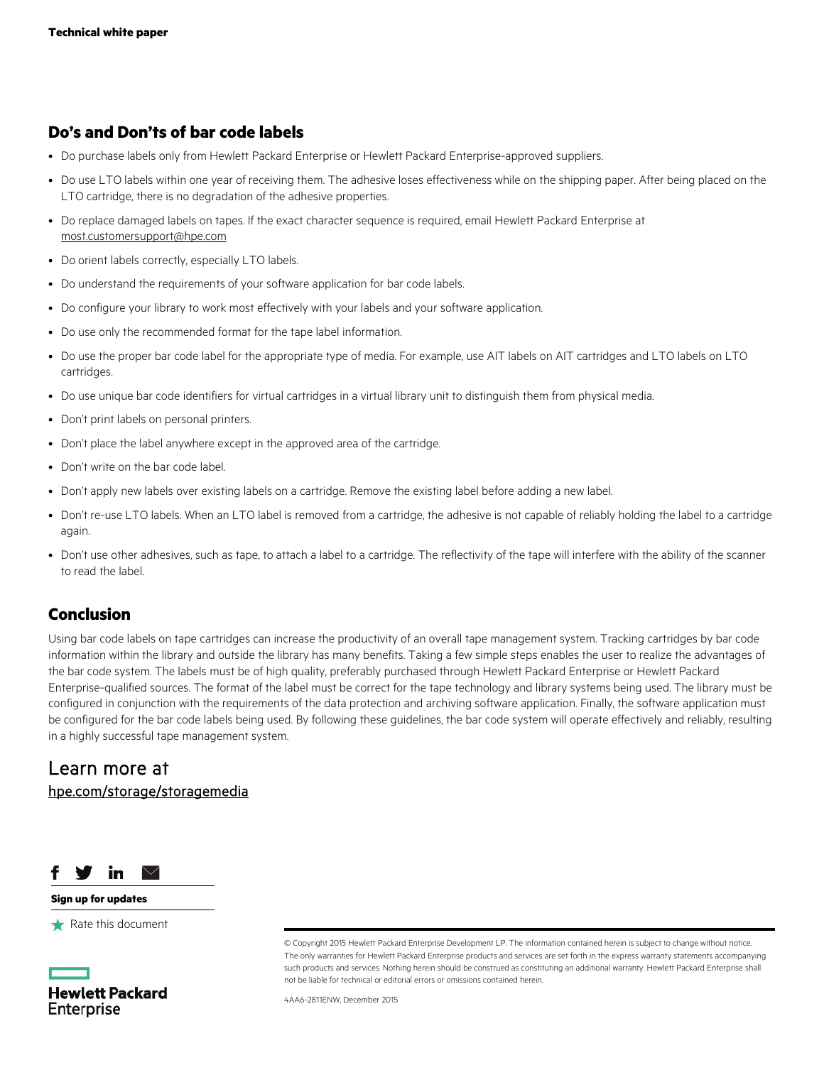## Do's and Don'ts of bar code labels

- Do purchase labels only from Hewlett Packard Enterprise or Hewlett Packard Enterprise-approved suppliers.
- Do use LTO labels within one year of receiving them. The adhesive loses effectiveness while on the shipping paper. After being placed on the LTO cartridge, there is no degradation of the adhesive properties.
- Do replace damaged labels on tapes. If the exact character sequence is required, email Hewlett Packard Enterprise at most.customersupport@hpe.com
- Do orient labels correctly, especially LTO labels.
- Do understand the requirements of your software application for bar code labels.
- Do configure your library to work most effectively with your labels and your software application.
- Do use only the recommended format for the tape label information.
- Do use the proper bar code label for the appropriate type of media. For example, use AIT labels on AIT cartridges and LTO labels on LTO cartridges.
- Do use unique bar code identifiers for virtual cartridges in a virtual library unit to distinguish them from physical media.
- Don't print labels on personal printers.
- Don't place the label anywhere except in the approved area of the cartridge.
- Don't write on the bar code label.
- Don't apply new labels over existing labels on a cartridge. Remove the existing label before adding a new label.
- Don't re-use LTO labels. When an LTO label is removed from a cartridge, the adhesive is not capable of reliably holding the label to a cartridge again.
- Don't use other adhesives, such as tape, to attach a label to a cartridge. The reflectivity of the tape will interfere with the ability of the scanner to read the label.

## Conclusion

Using bar code labels on tape cartridges can increase the productivity of an overall tape management system. Tracking cartridges by bar code information within the library and outside the library has many benefits. Taking a few simple steps enables the user to realize the advantages of the bar code system. The labels must be of high quality, preferably purchased through Hewlett Packard Enterprise or Hewlett Packard Enterprise-qualified sources. The format of the label must be correct for the tape technology and library systems being used. The library must be configured in conjunction with the requirements of the data protection and archiving software application. Finally, the software application must be configured for the bar code labels being used. By following these guidelines, the bar code system will operate effectively and reliably, resulting in a highly successful tape management system.

## Learn more at

hpe.com/storage/storagemedia

**Sign up for updates**

Rate this document

© Copyright 2015 Hewlett Packard Enterprise Development LP. The information contained herein is subject to change without notice. The only warranties for Hewlett Packard Enterprise products and services are set forth in the express warranty statements accompanying such products and services. Nothing herein should be construed as constituting an additional warranty. Hewlett Packard Enterprise shall not be liable for technical or editorial errors or omissions contained herein.

4AA6-2811ENW, December 2015